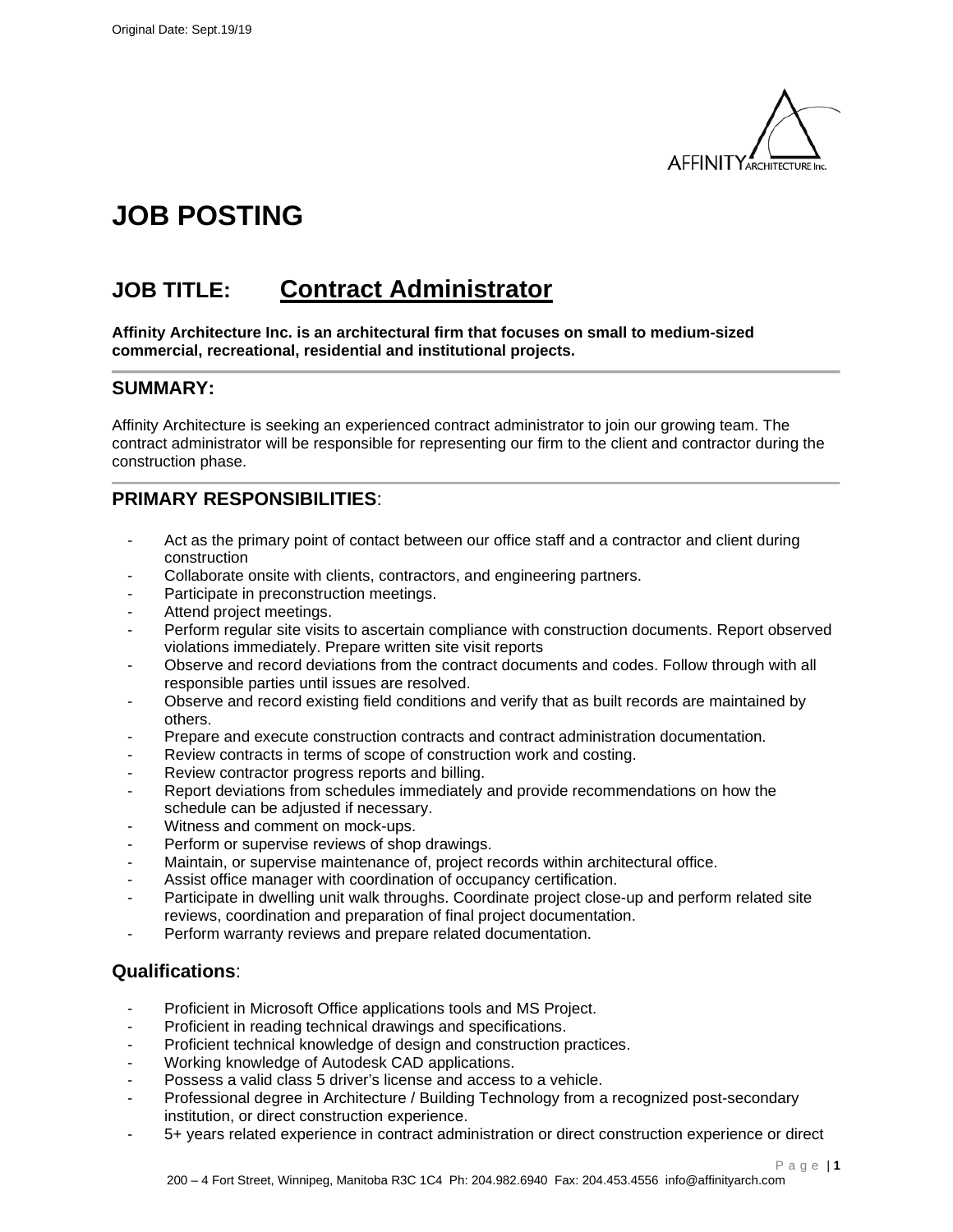Original Date: Sept.19/19

# JOB POSTING

## JOB TITLE: Contract Administrator

**Affinity Architecture Inc. is an architectural firm that focuses on small to medium-sized commercial, recreational, residential and institutional projects.**

## SUMMARY:

Affinity Architecture is seeking an experienced contract administrator to join our growing team. The contract administrator will be responsible for representing our firm to the client and contractor during the construction phase.

## PRIMARY RESPONSIBILITIES:

- Act as the primary point of contact between our office staff and a contractor and client during construction
- Collaborate onsite with clients, contractors, and engineering partners.
- Participate in preconstruction meetings.
- Attend project meetings.
- Perform regular site visits to ascertain compliance with construction documents. Report observed violations immediately. Prepare written site visit reports
- Observe and record deviations from the contract documents and codes. Follow through with all responsible parties until issues are resolved.
- Observe and record existing field conditions and verify that as built records are maintained by others.
- Prepare and execute construction contracts and contract administration documentation.
- Review contracts in terms of scope of construction work and costing.
- Review contractor progress reports and billing.
- Report deviations from schedules immediately and provide recommendations on how the schedule can be adjusted if necessary.
- Witness and comment on mock-ups.
- Perform or supervise reviews of shop drawings.
- Maintain, or supervise maintenance of, project records within architectural office.
- Assist office manager with coordination of occupancy certification.
- Participate in dwelling unit walk throughs. Coordinate project close-up and perform related site reviews, coordination and preparation of final project documentation.
- Perform warranty reviews and prepare related documentation.

## Qualifications:

- Proficient in Microsoft Office applications tools and MS Project.
- Proficient in reading technical drawings and specifications.
- Proficient technical knowledge of design and construction practices.
- Working knowledge of Autodesk CAD applications.
- Possess a valid class 5 driver's license and access to a vehicle.
- Professional degree in Architecture / Building Technology from a recognized post-secondary institution, or direct construction experience.
- 5+ years related experience in contract administration or direct construction experience or direct

200 – 4 Fort Street, Winnipeg, Manitoba R3C 1C4 Ph: 204.982.6940 Fax: 204.453.4556 info@affinityarch.com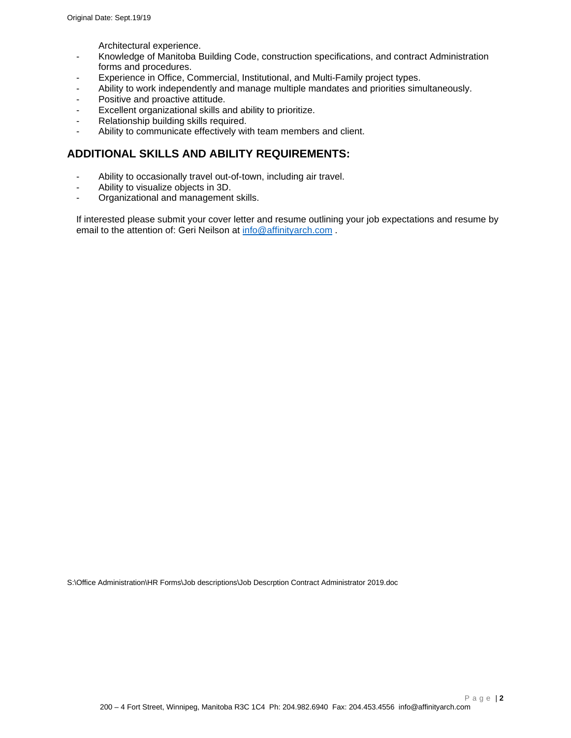Architectural experience.

- Knowledge of Manitoba Building Code, construction specifications, and contract Administration forms and procedures.
- Experience in Office, Commercial, Institutional, and Multi-Family project types.
- Ability to work independently and manage multiple mandates and priorities simultaneously.
- Positive and proactive attitude.
- Excellent organizational skills and ability to prioritize.
- Relationship building skills required.
- Ability to communicate effectively with team members and client.

## ADDITIONAL SKILLS AND ABILITY REQUIREMENTS:

- Ability to occasionally travel out-of-town, including air travel.
- Ability to visualize objects in 3D.
- Organizational and management skills.

If interested please submit your cover letter and resume outlining your job expectations and resume by email to the attention of: Geri Neilson at info@affinityarch.com .